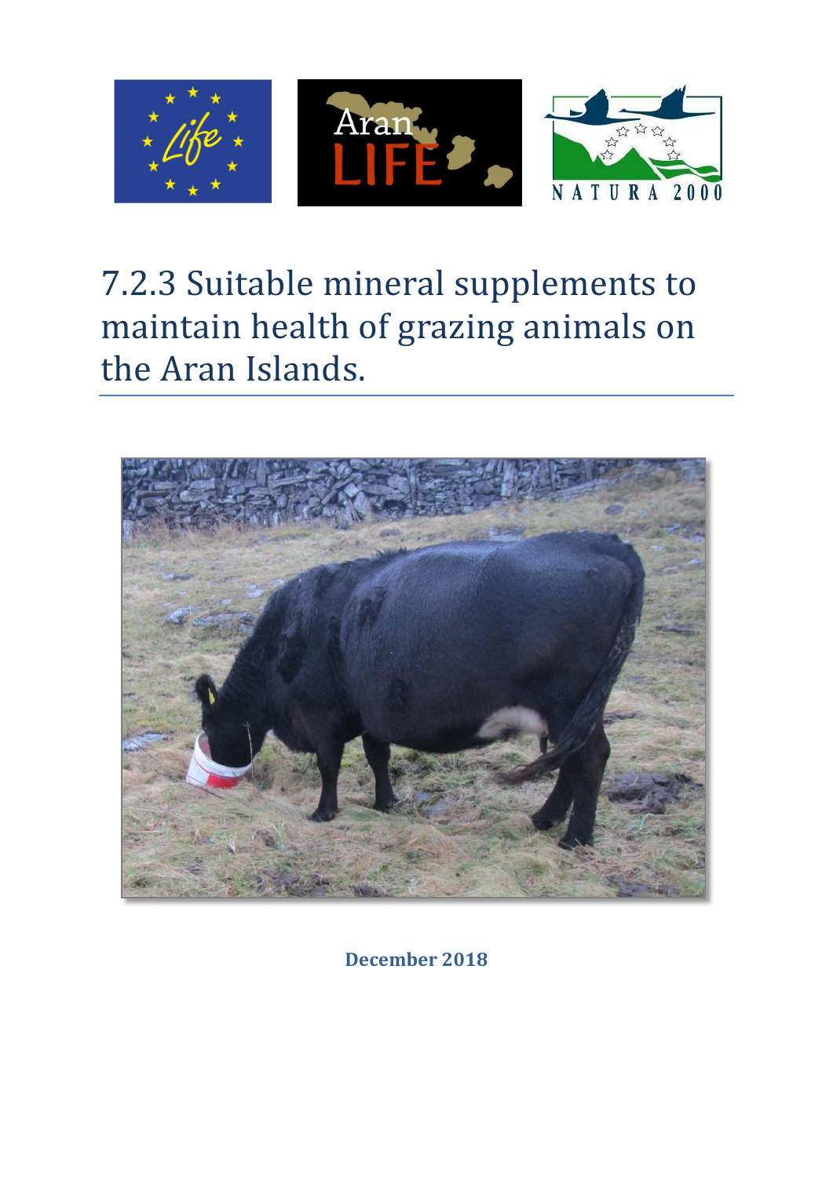# 7.2.3 Suitable mineral supplements to maintain health of grazing animals on the Aran Islands.

**December 2018**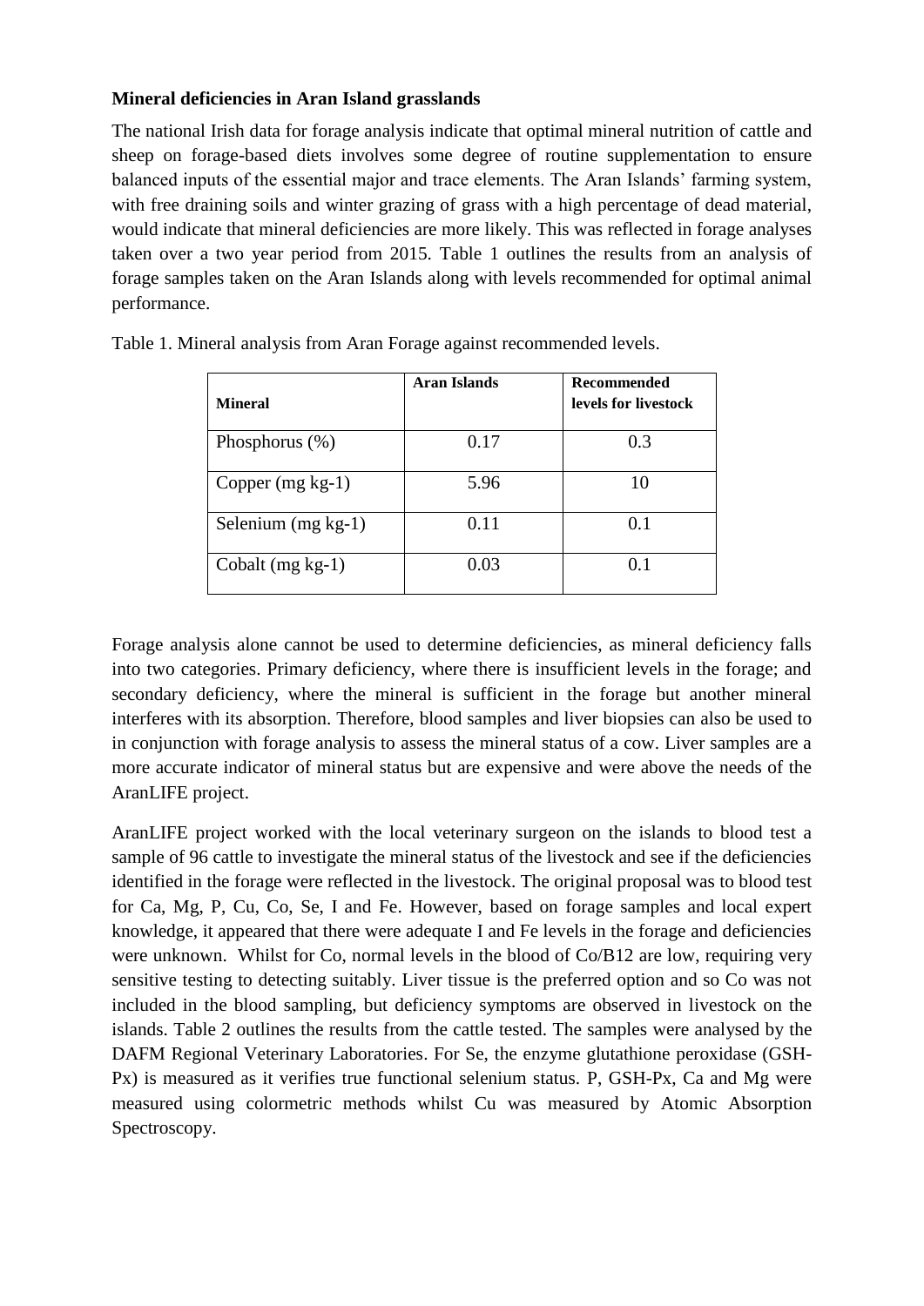**Mineral deficiencies in Aran Island grasslands**

The national Irish data for forage analysis indicate that optimal mineral nutrition of cattle and sheep on forage-based diets involves some degree of routine supplementation to ensure balanced inputs of the essential major and trace elements. The Aran Islands' farming system, with free draining soils and winter grazing of grass with a high percentage of dead material, would indicate that mineral deficiencies are more likely. This was reflected in forage analyses taken over a two year period from 2015. Table 1 outlines the results from an analysis of forage samples taken on the Aran Islands along with levels recommended for optimal animal performance.

Table 1. Mineral analysis from Aran Forage against recommended levels.

| **Mineral** | **Aran Islands** | **Recommended levels for livestock** |
|---|---|---|
| Phosphorus (%) | 0.17 | 0.3 |
| Copper (mg kg-1) | 5.96 | 10 |
| Selenium (mg kg-1) | 0.11 | 0.1 |
| Cobalt (mg kg-1) | 0.03 | 0.1 |

Forage analysis alone cannot be used to determine deficiencies, as mineral deficiency falls into two categories. Primary deficiency, where there is insufficient levels in the forage; and secondary deficiency, where the mineral is sufficient in the forage but another mineral interferes with its absorption. Therefore, blood samples and liver biopsies can also be used to in conjunction with forage analysis to assess the mineral status of a cow. Liver samples are a more accurate indicator of mineral status but are expensive and were above the needs of the AranLIFE project.

AranLIFE project worked with the local veterinary surgeon on the islands to blood test a sample of 96 cattle to investigate the mineral status of the livestock and see if the deficiencies identified in the forage were reflected in the livestock. The original proposal was to blood test for Ca, Mg, P, Cu, Co, Se, I and Fe. However, based on forage samples and local expert knowledge, it appeared that there were adequate I and Fe levels in the forage and deficiencies were unknown. Whilst for Co, normal levels in the blood of Co/B12 are low, requiring very sensitive testing to detecting suitably. Liver tissue is the preferred option and so Co was not included in the blood sampling, but deficiency symptoms are observed in livestock on the islands. Table 2 outlines the results from the cattle tested. The samples were analysed by the DAFM Regional Veterinary Laboratories. For Se, the enzyme glutathione peroxidase (GSH-Px) is measured as it verifies true functional selenium status. P, GSH-Px, Ca and Mg were measured using colormetric methods whilst Cu was measured by Atomic Absorption Spectroscopy.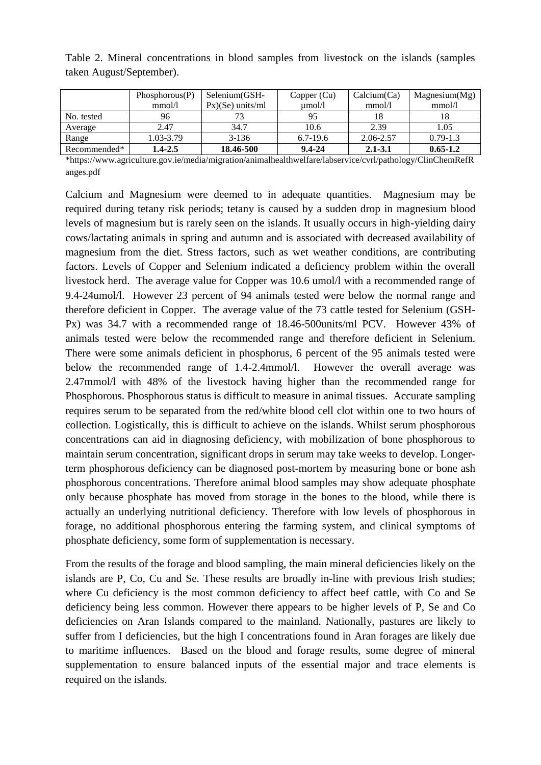Table 2. Mineral concentrations in blood samples from livestock on the islands (samples taken August/September).

| | Phosphorous(P) mmol/l | Selenium(GSH-Px)(Se) units/ml | Copper (Cu) µmol/l | Calcium(Ca) mmol/l | Magnesium(Mg) mmol/l |
|---|---|---|---|---|---|
| No. tested | 96 | 73 | 95 | 18 | 18 |
| Average | 2.47 | 34.7 | 10.6 | 2.39 | 1.05 |
| Range | 1.03-3.79 | 3-136 | 6.7-19.6 | 2.06-2.57 | 0.79-1.3 |
| Recommended* | **1.4-2.5** | **18.46-500** | **9.4-24** | **2.1-3.1** | **0.65-1.2** |

*https://www.agriculture.gov.ie/media/migration/animalhealthwelfare/labservice/cvrl/pathology/ClinChemRefRanges.pdf

Calcium and Magnesium were deemed to in adequate quantities. Magnesium may be required during tetany risk periods; tetany is caused by a sudden drop in magnesium blood levels of magnesium but is rarely seen on the islands. It usually occurs in high-yielding dairy cows/lactating animals in spring and autumn and is associated with decreased availability of magnesium from the diet. Stress factors, such as wet weather conditions, are contributing factors. Levels of Copper and Selenium indicated a deficiency problem within the overall livestock herd. The average value for Copper was 10.6 umol/l with a recommended range of 9.4-24umol/l. However 23 percent of 94 animals tested were below the normal range and therefore deficient in Copper. The average value of the 73 cattle tested for Selenium (GSH-Px) was 34.7 with a recommended range of 18.46-500units/ml PCV. However 43% of animals tested were below the recommended range and therefore deficient in Selenium. There were some animals deficient in phosphorus, 6 percent of the 95 animals tested were below the recommended range of 1.4-2.4mmol/l. However the overall average was 2.47mmol/l with 48% of the livestock having higher than the recommended range for Phosphorous. Phosphorous status is difficult to measure in animal tissues. Accurate sampling requires serum to be separated from the red/white blood cell clot within one to two hours of collection. Logistically, this is difficult to achieve on the islands. Whilst serum phosphorous concentrations can aid in diagnosing deficiency, with mobilization of bone phosphorous to maintain serum concentration, significant drops in serum may take weeks to develop. Longer-term phosphorous deficiency can be diagnosed post-mortem by measuring bone or bone ash phosphorous concentrations. Therefore animal blood samples may show adequate phosphate only because phosphate has moved from storage in the bones to the blood, while there is actually an underlying nutritional deficiency. Therefore with low levels of phosphorous in forage, no additional phosphorous entering the farming system, and clinical symptoms of phosphate deficiency, some form of supplementation is necessary.

From the results of the forage and blood sampling, the main mineral deficiencies likely on the islands are P, Co, Cu and Se. These results are broadly in-line with previous Irish studies; where Cu deficiency is the most common deficiency to affect beef cattle, with Co and Se deficiency being less common. However there appears to be higher levels of P, Se and Co deficiencies on Aran Islands compared to the mainland. Nationally, pastures are likely to suffer from I deficiencies, but the high I concentrations found in Aran forages are likely due to maritime influences. Based on the blood and forage results, some degree of mineral supplementation to ensure balanced inputs of the essential major and trace elements is required on the islands.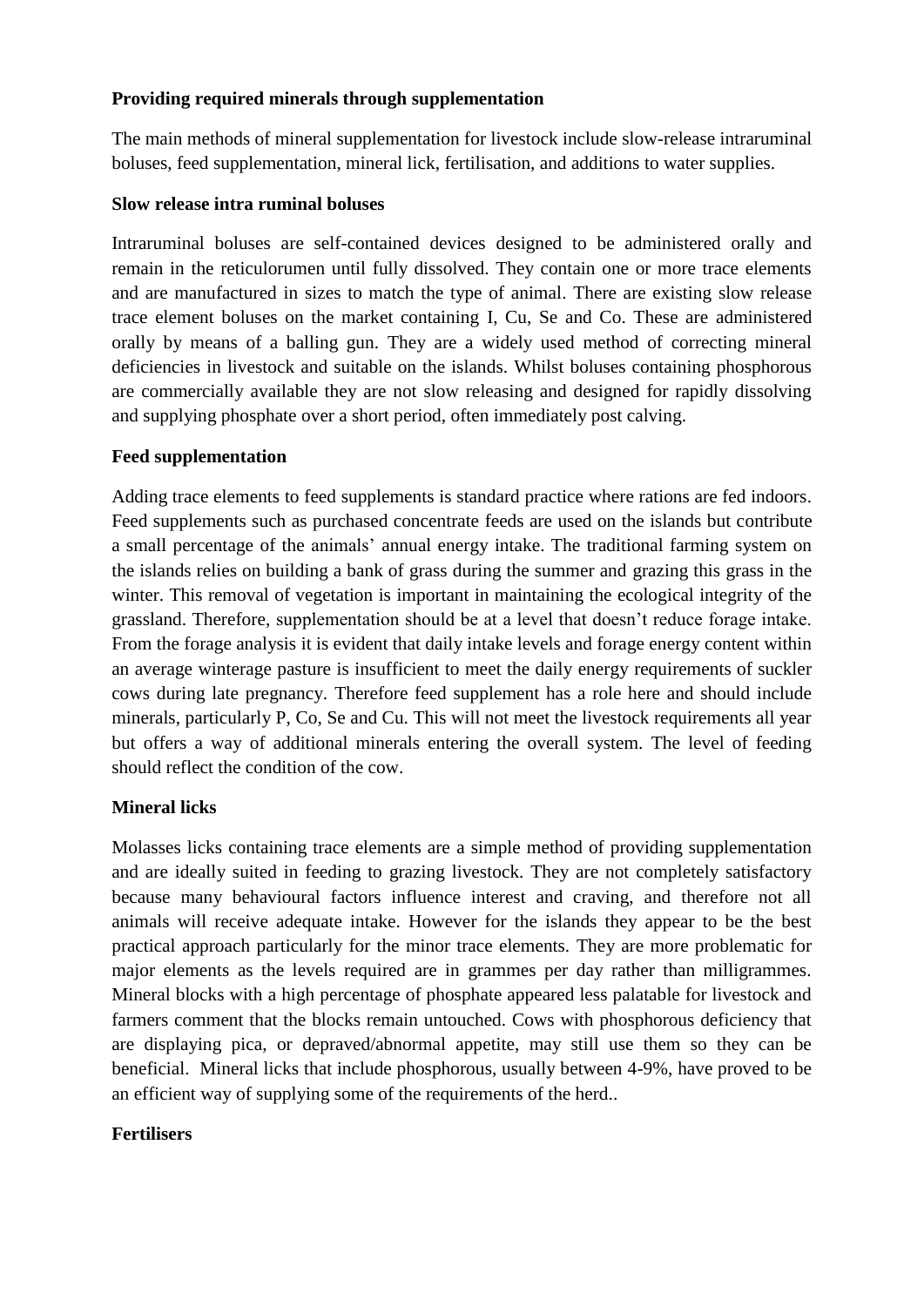**Providing required minerals through supplementation**

The main methods of mineral supplementation for livestock include slow-release intraruminal boluses, feed supplementation, mineral lick, fertilisation, and additions to water supplies.

**Slow release intra ruminal boluses**

Intraruminal boluses are self-contained devices designed to be administered orally and remain in the reticulorumen until fully dissolved. They contain one or more trace elements and are manufactured in sizes to match the type of animal. There are existing slow release trace element boluses on the market containing I, Cu, Se and Co. These are administered orally by means of a balling gun. They are a widely used method of correcting mineral deficiencies in livestock and suitable on the islands. Whilst boluses containing phosphorous are commercially available they are not slow releasing and designed for rapidly dissolving and supplying phosphate over a short period, often immediately post calving.

**Feed supplementation**

Adding trace elements to feed supplements is standard practice where rations are fed indoors. Feed supplements such as purchased concentrate feeds are used on the islands but contribute a small percentage of the animals' annual energy intake. The traditional farming system on the islands relies on building a bank of grass during the summer and grazing this grass in the winter. This removal of vegetation is important in maintaining the ecological integrity of the grassland. Therefore, supplementation should be at a level that doesn't reduce forage intake. From the forage analysis it is evident that daily intake levels and forage energy content within an average winterage pasture is insufficient to meet the daily energy requirements of suckler cows during late pregnancy. Therefore feed supplement has a role here and should include minerals, particularly P, Co, Se and Cu. This will not meet the livestock requirements all year but offers a way of additional minerals entering the overall system. The level of feeding should reflect the condition of the cow.

**Mineral licks**

Molasses licks containing trace elements are a simple method of providing supplementation and are ideally suited in feeding to grazing livestock. They are not completely satisfactory because many behavioural factors influence interest and craving, and therefore not all animals will receive adequate intake. However for the islands they appear to be the best practical approach particularly for the minor trace elements. They are more problematic for major elements as the levels required are in grammes per day rather than milligrammes. Mineral blocks with a high percentage of phosphate appeared less palatable for livestock and farmers comment that the blocks remain untouched. Cows with phosphorous deficiency that are displaying pica, or depraved/abnormal appetite, may still use them so they can be beneficial. Mineral licks that include phosphorous, usually between 4-9%, have proved to be an efficient way of supplying some of the requirements of the herd..

**Fertilisers**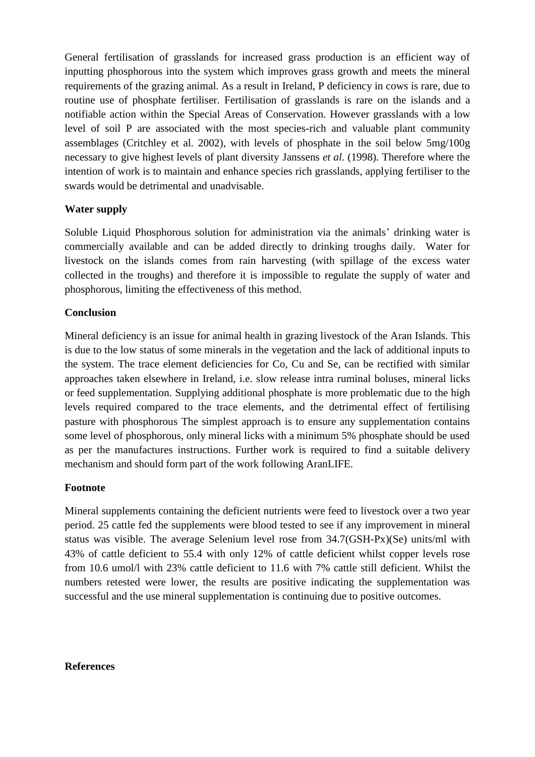General fertilisation of grasslands for increased grass production is an efficient way of inputting phosphorous into the system which improves grass growth and meets the mineral requirements of the grazing animal. As a result in Ireland, P deficiency in cows is rare, due to routine use of phosphate fertiliser. Fertilisation of grasslands is rare on the islands and a notifiable action within the Special Areas of Conservation. However grasslands with a low level of soil P are associated with the most species-rich and valuable plant community assemblages (Critchley et al. 2002), with levels of phosphate in the soil below 5mg/100g necessary to give highest levels of plant diversity Janssens *et al.* (1998). Therefore where the intention of work is to maintain and enhance species rich grasslands, applying fertiliser to the swards would be detrimental and unadvisable.

**Water supply**

Soluble Liquid Phosphorous solution for administration via the animals' drinking water is commercially available and can be added directly to drinking troughs daily. Water for livestock on the islands comes from rain harvesting (with spillage of the excess water collected in the troughs) and therefore it is impossible to regulate the supply of water and phosphorous, limiting the effectiveness of this method.

**Conclusion**

Mineral deficiency is an issue for animal health in grazing livestock of the Aran Islands. This is due to the low status of some minerals in the vegetation and the lack of additional inputs to the system. The trace element deficiencies for Co, Cu and Se, can be rectified with similar approaches taken elsewhere in Ireland, i.e. slow release intra ruminal boluses, mineral licks or feed supplementation. Supplying additional phosphate is more problematic due to the high levels required compared to the trace elements, and the detrimental effect of fertilising pasture with phosphorous The simplest approach is to ensure any supplementation contains some level of phosphorous, only mineral licks with a minimum 5% phosphate should be used as per the manufactures instructions. Further work is required to find a suitable delivery mechanism and should form part of the work following AranLIFE.

**Footnote**

Mineral supplements containing the deficient nutrients were feed to livestock over a two year period. 25 cattle fed the supplements were blood tested to see if any improvement in mineral status was visible. The average Selenium level rose from 34.7(GSH-Px)(Se) units/ml with 43% of cattle deficient to 55.4 with only 12% of cattle deficient whilst copper levels rose from 10.6 umol/l with 23% cattle deficient to 11.6 with 7% cattle still deficient. Whilst the numbers retested were lower, the results are positive indicating the supplementation was successful and the use mineral supplementation is continuing due to positive outcomes.

**References**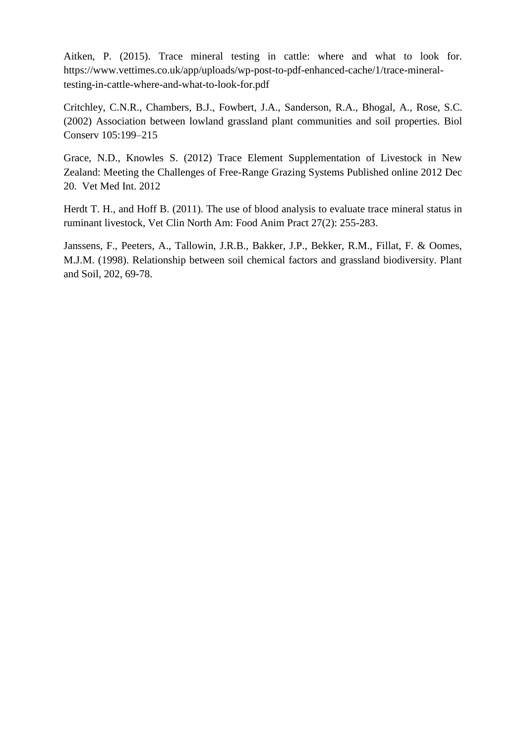Aitken, P. (2015). Trace mineral testing in cattle: where and what to look for. https://www.vettimes.co.uk/app/uploads/wp-post-to-pdf-enhanced-cache/1/trace-mineral-testing-in-cattle-where-and-what-to-look-for.pdf

Critchley, C.N.R., Chambers, B.J., Fowbert, J.A., Sanderson, R.A., Bhogal, A., Rose, S.C. (2002) Association between lowland grassland plant communities and soil properties. Biol Conserv 105:199–215

Grace, N.D., Knowles S. (2012) Trace Element Supplementation of Livestock in New Zealand: Meeting the Challenges of Free-Range Grazing Systems Published online 2012 Dec 20. Vet Med Int. 2012

Herdt T. H., and Hoff B. (2011). The use of blood analysis to evaluate trace mineral status in ruminant livestock, Vet Clin North Am: Food Anim Pract 27(2): 255-283.

Janssens, F., Peeters, A., Tallowin, J.R.B., Bakker, J.P., Bekker, R.M., Fillat, F. & Oomes, M.J.M. (1998). Relationship between soil chemical factors and grassland biodiversity. Plant and Soil, 202, 69-78.